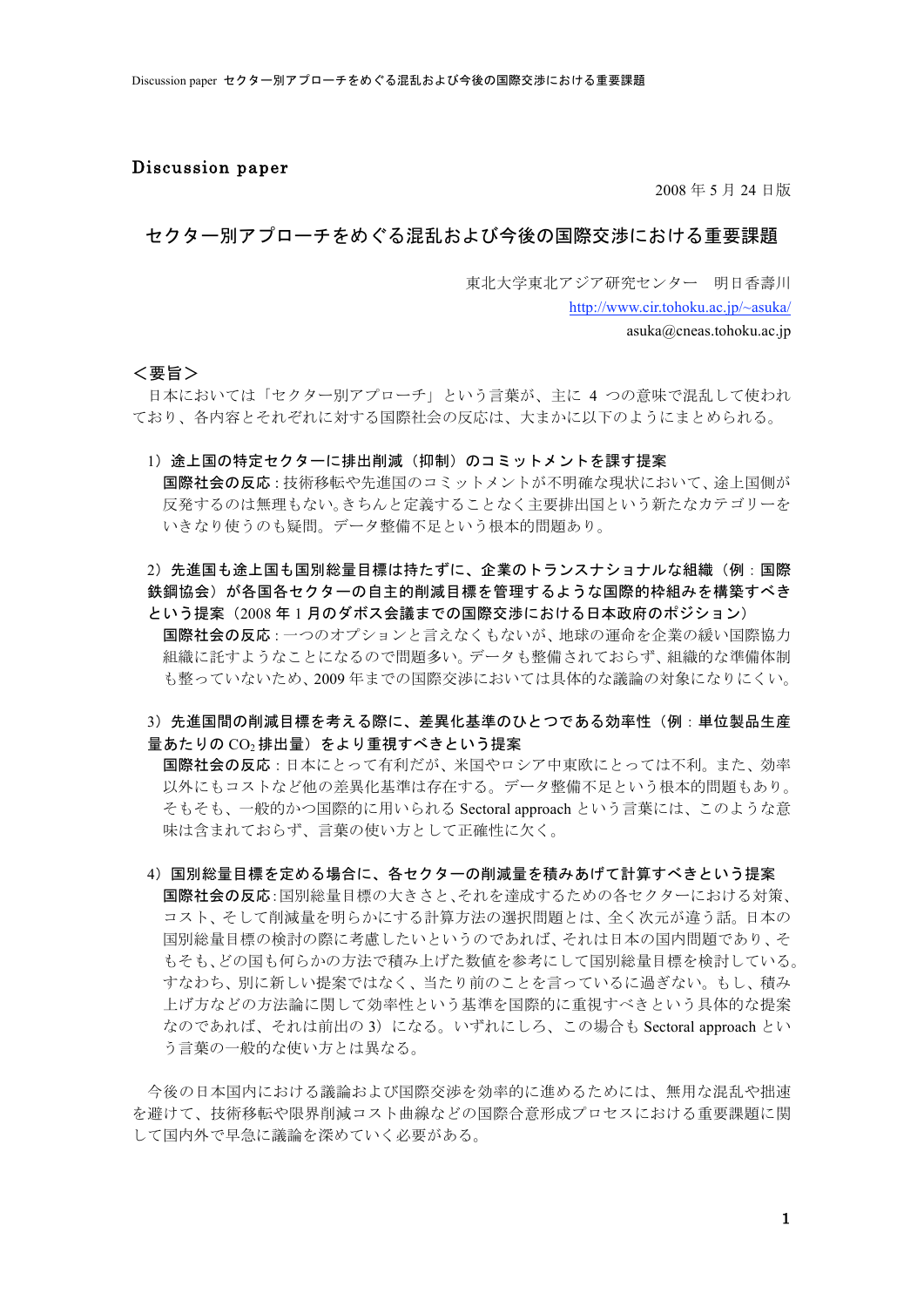Discussion paper

2008 年 5 月 24 日版

# セクター別アプローチをめぐる混乱および今後の国際交渉における重要課題

東北大学東北アジア研究センター　明日香壽川

http://www.cir.tohoku.ac.jp/~asuka/

asuka@cneas.tohoku.ac.jp

## ＜要旨＞

日本においては「セクター別アプローチ」という言葉が、主に 4 つの意味で混乱して使われており、各内容とそれぞれに対する国際社会の反応は、大まかに以下のようにまとめられる。

**1）途上国の特定セクターに排出削減（抑制）のコミットメントを課す提案**

**国際社会の反応**：技術移転や先進国のコミットメントが不明確な現状において、途上国側が反発するのは無理もない。きちんと定義することなく主要排出国という新たなカテゴリーをいきなり使うのも疑問。データ整備不足という根本的問題あり。

**2）先進国も途上国も国別総量目標は持たずに、企業のトランスナショナルな組織（例：国際鉄鋼協会）が各国各セクターの自主的削減目標を管理するような国際的枠組みを構築すべきという提案（2008 年 1 月のダボス会議までの国際交渉における日本政府のポジション）**

**国際社会の反応**：一つのオプションと言えなくもないが、地球の運命を企業の緩い国際協力組織に託すようなことになるので問題多い。データも整備されておらず、組織的な準備体制も整っていないため、2009 年までの国際交渉においては具体的な議論の対象になりにくい。

**3）先進国間の削減目標を考える際に、差異化基準のひとつである効率性（例：単位製品生産量あたりの $CO_2$ 排出量）をより重視すべきという提案**

**国際社会の反応**：日本にとって有利だが、米国やロシア中東欧にとっては不利。また、効率以外にもコストなど他の差異化基準は存在する。データ整備不足という根本的問題もあり。そもそも、一般的かつ国際的に用いられる Sectoral approach という言葉には、このような意味は含まれておらず、言葉の使い方として正確性に欠く。

**4）国別総量目標を定める場合に、各セクターの削減量を積みあげて計算すべきという提案**

**国際社会の反応**：国別総量目標の大きさと、それを達成するための各セクターにおける対策、コスト、そして削減量を明らかにする計算方法の選択問題とは、全く次元が違う話。日本の国別総量目標の検討の際に考慮したいというのであれば、それは日本の国内問題であり、そもそも、どの国も何らかの方法で積み上げた数値を参考にして国別総量目標を検討している。すなわち、別に新しい提案ではなく、当たり前のことを言っているに過ぎない。もし、積み上げ方などの方法論に関して効率性という基準を国際的に重視すべきという具体的な提案なのであれば、それは前出の 3）になる。いずれにしろ、この場合も Sectoral approach という言葉の一般的な使い方とは異なる。

今後の日本国内における議論および国際交渉を効率的に進めるためには、無用な混乱や拙速を避けて、技術移転や限界削減コスト曲線などの国際合意形成プロセスにおける重要課題に関して国内外で早急に議論を深めていく必要がある。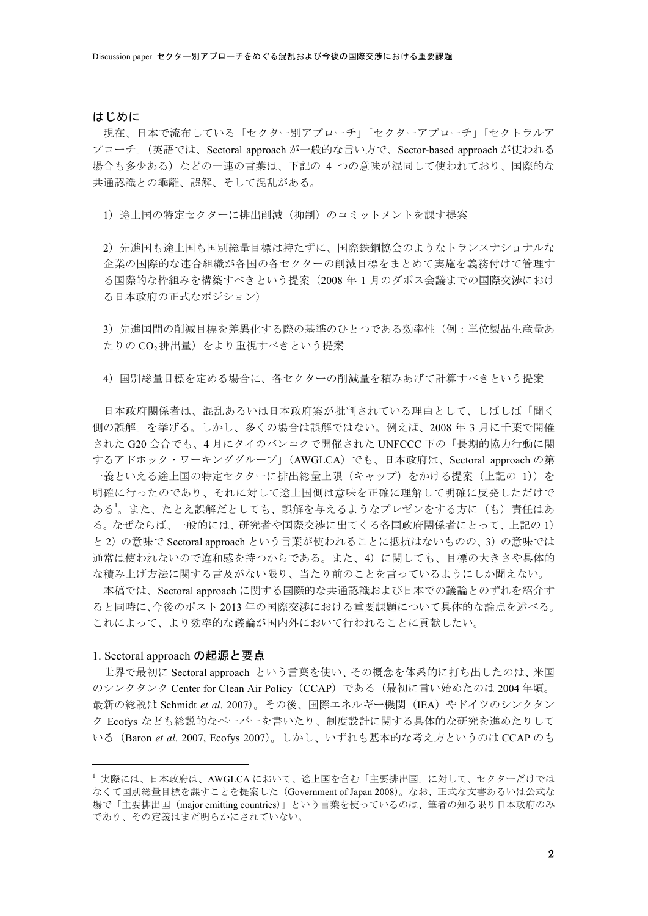## はじめに

現在、日本で流布している「セクター別アプローチ」「セクターアプローチ」「セクトラルアプローチ」（英語では、Sectoral approach が一般的な言い方で、Sector-based approach が使われる場合も多少ある）などの一連の言葉は、下記の 4 つの意味が混同して使われており、国際的な共通認識との乖離、誤解、そして混乱がある。

1）途上国の特定セクターに排出削減（抑制）のコミットメントを課す提案

2）先進国も途上国も国別総量目標は持たずに、国際鉄鋼協会のようなトランスナショナルな企業の国際的な連合組織が各国の各セクターの削減目標をまとめて実施を義務付けて管理する国際的な枠組みを構築すべきという提案（2008 年 1 月のダボス会議までの国際交渉における日本政府の正式なポジション）

3）先進国間の削減目標を差異化する際の基準のひとつである効率性（例：単位製品生産量あたりの $CO_2$ 排出量）をより重視すべきという提案

4）国別総量目標を定める場合に、各セクターの削減量を積みあげて計算すべきという提案

日本政府関係者は、混乱あるいは日本政府案が批判されている理由として、しばしば「聞く側の誤解」を挙げる。しかし、多くの場合は誤解ではない。例えば、2008 年 3 月に千葉で開催された G20 会合でも、4 月にタイのバンコクで開催された UNFCCC 下の「長期的協力行動に関するアドホック・ワーキンググループ」（AWGLCA）でも、日本政府は、Sectoral approach の第一義といえる途上国の特定セクターに排出総量上限（キャップ）をかける提案（上記の 1)）を明確に行ったのであり、それに対して途上国側は意味を正確に理解して明確に反発しただけである[1]。また、たとえ誤解だとしても、誤解を与えるようなプレゼンをする方に（も）責任はある。なぜならば、一般的には、研究者や国際交渉に出てくる各国政府関係者にとって、上記の 1) と 2) の意味で Sectoral approach という言葉が使われることに抵抗はないものの、3) の意味では通常は使われないので違和感を持つからである。また、4) に関しても、目標の大きさや具体的な積み上げ方法に関する言及がない限り、当たり前のことを言っているようにしか聞えない。

本稿では、Sectoral approach に関する国際的な共通認識および日本での議論とのずれを紹介すると同時に、今後のポスト 2013 年の国際交渉における重要課題について具体的な論点を述べる。これによって、より効率的な議論が国内外において行われることに貢献したい。

## 1. Sectoral approach の起源と要点

世界で最初に Sectoral approach という言葉を使い、その概念を体系的に打ち出したのは、米国のシンクタンク Center for Clean Air Policy（CCAP）である（最初に言い始めたのは 2004 年頃。最新の総説は Schmidt *et al*. 2007）。その後、国際エネルギー機関（IEA）やドイツのシンクタンク Ecofys なども総説的なペーパーを書いたり、制度設計に関する具体的な研究を進めたりしている（Baron *et al*. 2007, Ecofys 2007）。しかし、いずれも基本的な考え方というのは CCAP のも

---

[1] 実際には、日本政府は、AWGLCA において、途上国を含む「主要排出国」に対して、セクターだけではなくて国別総量目標を課すことを提案した（Government of Japan 2008）。なお、正式な文書あるいは公式な場で「主要排出国（major emitting countries）」という言葉を使っているのは、筆者の知る限り日本政府のみであり、その定義はまだ明らかにされていない。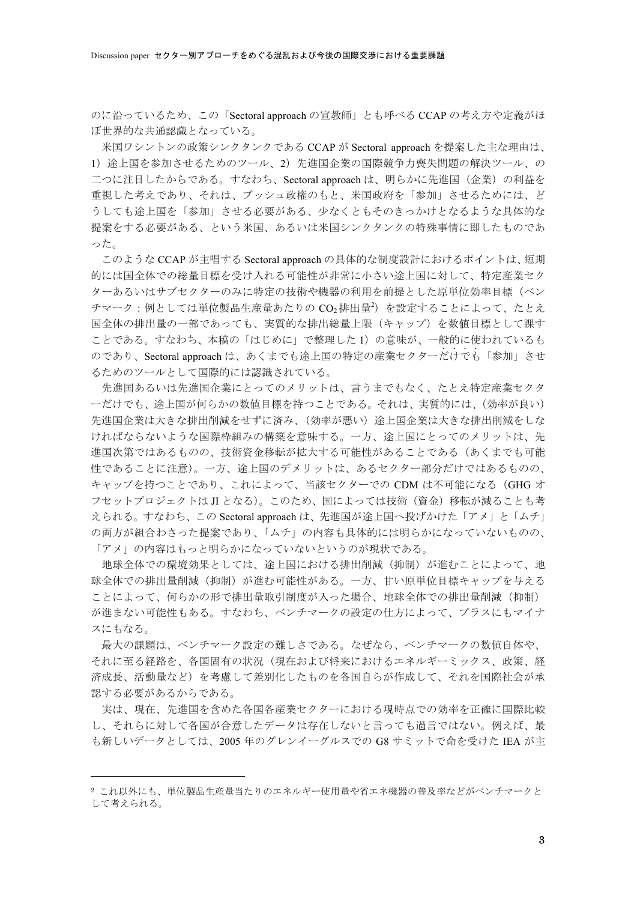のに沿っているため、この「Sectoral approach の宣教師」とも呼べる CCAP の考え方や定義がほぼ世界的な共通認識となっている。

米国ワシントンの政策シンクタンクである CCAP が Sectoral approach を提案した主な理由は、1）途上国を参加させるためのツール、2）先進国企業の国際競争力喪失問題の解決ツール、の二つに注目したからである。すなわち、Sectoral approach は、明らかに先進国（企業）の利益を重視した考えであり、それは、ブッシュ政権のもと、米国政府を「参加」させるためには、どうしても途上国を「参加」させる必要がある、少なくともそのきっかけとなるような具体的な提案をする必要がある、という米国、あるいは米国シンクタンクの特殊事情に即したものであった。

このような CCAP が主唱する Sectoral approach の具体的な制度設計におけるポイントは、短期的には国全体での総量目標を受け入れる可能性が非常に小さい途上国に対して、特定産業セクターあるいはサブセクターのみに特定の技術や機器の利用を前提とした原単位効率目標（ベンチマーク：例としては単位製品生産量あたりの $CO_2$ 排出量[2]）を設定することによって、たとえ国全体の排出量の一部であっても、実質的な排出総量上限（キャップ）を数値目標として課すことである。すなわち、本稿の「はじめに」で整理した 1）の意味が、一般的に使われているものであり、Sectoral approach は、あくまでも途上国の特定の産業セクターだけでも「参加」させるためのツールとして国際的には認識されている。

先進国あるいは先進国企業にとってのメリットは、言うまでもなく、たとえ特定産業セクターだけでも、途上国が何らかの数値目標を持つことである。それは、実質的には、（効率が良い）先進国企業は大きな排出削減をせずに済み、（効率が悪い）途上国企業は大きな排出削減をしなければならないような国際枠組みの構築を意味する。一方、途上国にとってのメリットは、先進国次第ではあるものの、技術資金移転が拡大する可能性があることである（あくまでも可能性であることに注意）。一方、途上国のデメリットは、あるセクター部分だけではあるものの、キャップを持つことであり、これによって、当該セクターでの CDM は不可能になる（GHG オフセットプロジェクトは JI となる）。このため、国によっては技術（資金）移転が減ることも考えられる。すなわち、この Sectoral approach は、先進国が途上国へ投げかけた「アメ」と「ムチ」の両方が組合わさった提案であり、「ムチ」の内容も具体的には明らかになっていないものの、「アメ」の内容はもっと明らかになっていないというのが現状である。

地球全体での環境効果としては、途上国における排出削減（抑制）が進むことによって、地球全体での排出量削減（抑制）が進む可能性がある。一方、甘い原単位目標キャップを与えることによって、何らかの形で排出量取引制度が入った場合、地球全体での排出量削減（抑制）が進まない可能性もある。すなわち、ベンチマークの設定の仕方によって、プラスにもマイナスにもなる。

最大の課題は、ベンチマーク設定の難しさである。なぜなら、ベンチマークの数値自体や、それに至る経路を、各国固有の状況（現在および将来におけるエネルギーミックス、政策、経済成長、活動量など）を考慮して差別化したものを各国自らが作成して、それを国際社会が承認する必要があるからである。

実は、現在、先進国を含めた各国各産業セクターにおける現時点での効率を正確に国際比較し、それらに対して各国が合意したデータは存在しないと言っても過言ではない。例えば、最も新しいデータとしては、2005 年のグレンイーグルスでの G8 サミットで命を受けた IEA が主

---

[2] これ以外にも、単位製品生産量当たりのエネルギー使用量や省エネ機器の普及率などがベンチマークとして考えられる。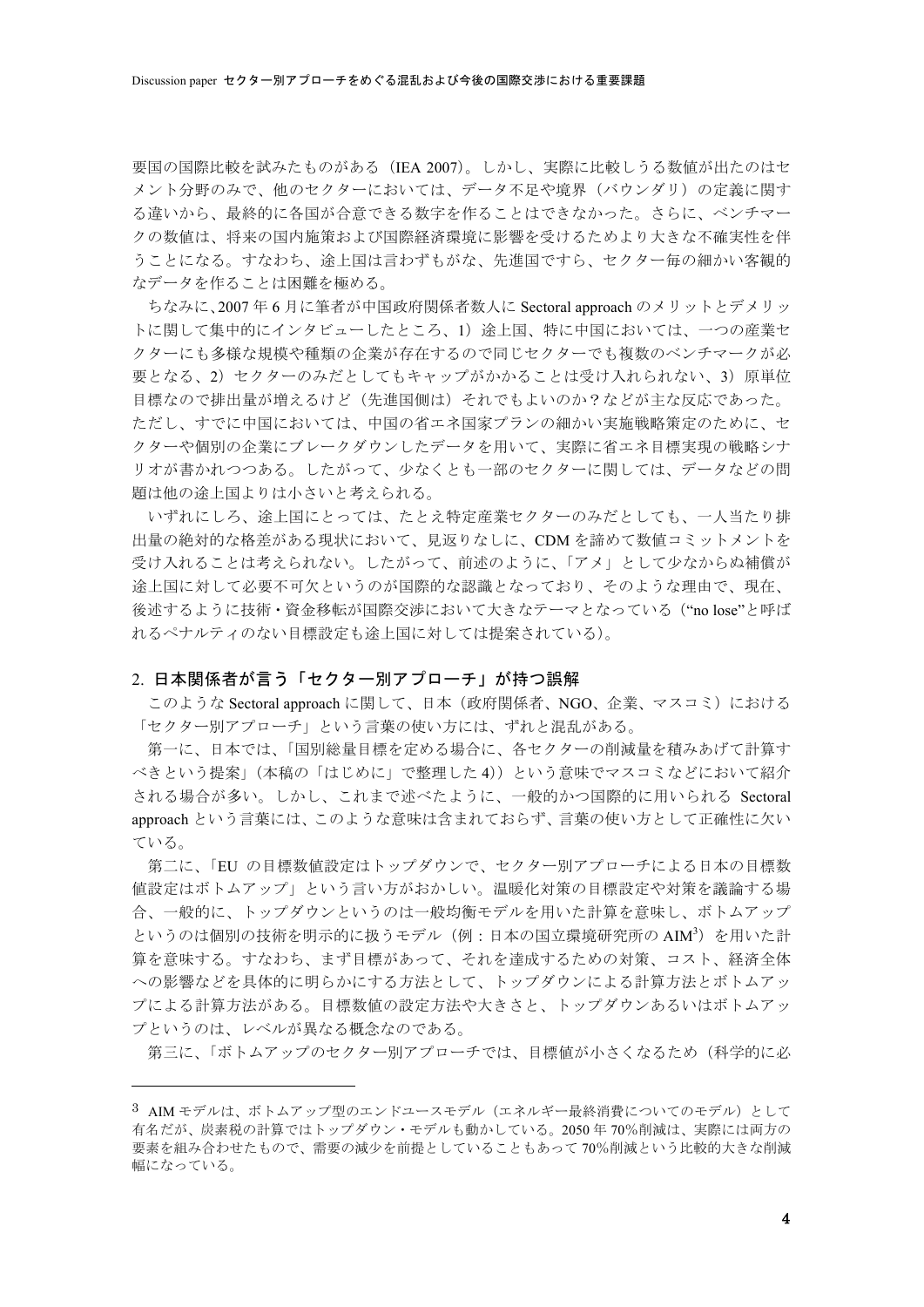要国の国際比較を試みたものがある（IEA 2007）。しかし、実際に比較しうる数値が出たのはセメント分野のみで、他のセクターにおいては、データ不足や境界（バウンダリ）の定義に関する違いから、最終的に各国が合意できる数字を作ることはできなかった。さらに、ベンチマークの数値は、将来の国内施策および国際経済環境に影響を受けるためより大きな不確実性を伴うことになる。すなわち、途上国は言わずもがな、先進国ですら、セクター毎の細かい客観的なデータを作ることは困難を極める。

ちなみに、2007 年 6 月に筆者が中国政府関係者数人に Sectoral approach のメリットとデメリットに関して集中的にインタビューしたところ、1）途上国、特に中国においては、一つの産業セクターにも多様な規模や種類の企業が存在するので同じセクターでも複数のベンチマークが必要となる、2）セクターのみだとしてもキャップがかかることは受け入れられない、3）原単位目標なので排出量が増えるけど（先進国側は）それでもよいのか？などが主な反応であった。ただし、すでに中国においては、中国の省エネ国家プランの細かい実施戦略策定のために、セクターや個別の企業にブレークダウンしたデータを用いて、実際に省エネ目標実現の戦略シナリオが書かれつつある。したがって、少なくとも一部のセクターに関しては、データなどの問題は他の途上国よりは小さいと考えられる。

いずれにしろ、途上国にとっては、たとえ特定産業セクターのみだとしても、一人当たり排出量の絶対的な格差がある現状において、見返りなしに、CDM を諦めて数値コミットメントを受け入れることは考えられない。したがって、前述のように、「アメ」として少なからぬ補償が途上国に対して必要不可欠というのが国際的な認識となっており、そのような理由で、現在、後述するように技術・資金移転が国際交渉において大きなテーマとなっている（“no lose”と呼ばれるペナルティのない目標設定も途上国に対しては提案されている）。

## 2. 日本関係者が言う「セクター別アプローチ」が持つ誤解

このような Sectoral approach に関して、日本（政府関係者、NGO、企業、マスコミ）における「セクター別アプローチ」という言葉の使い方には、ずれと混乱がある。

第一に、日本では、「国別総量目標を定める場合に、各セクターの削減量を積みあげて計算すべきという提案」（本稿の「はじめに」で整理した 4)）という意味でマスコミなどにおいて紹介される場合が多い。しかし、これまで述べたように、一般的かつ国際的に用いられる Sectoral approach という言葉には、このような意味は含まれておらず、言葉の使い方として正確性に欠いている。

第二に、「EU の目標数値設定はトップダウンで、セクター別アプローチによる日本の目標数値設定はボトムアップ」という言い方がおかしい。温暖化対策の目標設定や対策を議論する場合、一般的に、トップダウンというのは一般均衡モデルを用いた計算を意味し、ボトムアップというのは個別の技術を明示的に扱うモデル（例：日本の国立環境研究所の AIM[3]）を用いた計算を意味する。すなわち、まず目標があって、それを達成するための対策、コスト、経済全体への影響などを具体的に明らかにする方法として、トップダウンによる計算方法とボトムアップによる計算方法がある。目標数値の設定方法や大きさと、トップダウンあるいはボトムアップというのは、レベルが異なる概念なのである。

第三に、「ボトムアップのセクター別アプローチでは、目標値が小さくなるため（科学的に必

---

[3] AIM モデルは、ボトムアップ型のエンドユースモデル（エネルギー最終消費についてのモデル）として有名だが、炭素税の計算ではトップダウン・モデルも動かしている。2050 年 70%削減は、実際には両方の要素を組み合わせたもので、需要の減少を前提としていることもあって 70%削減という比較的大きな削減幅になっている。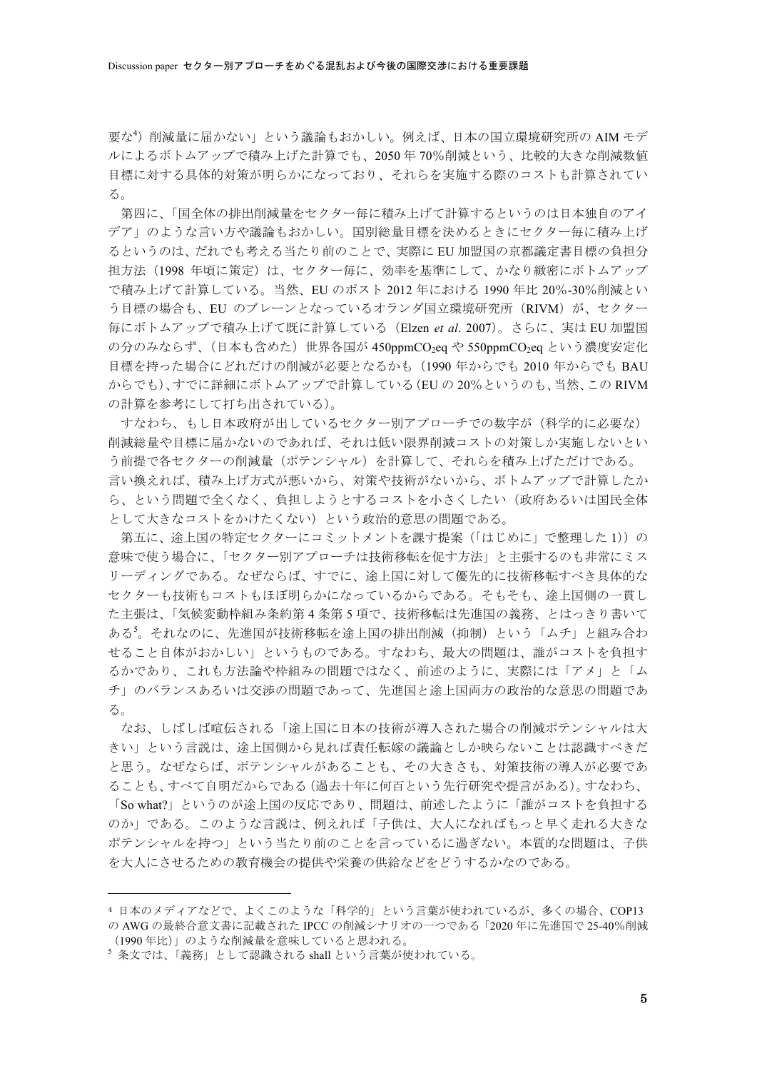要な[4]）削減量に届かない」という議論もおかしい。例えば、日本の国立環境研究所の AIM モデルによるボトムアップで積み上げた計算でも、2050 年 70%削減という、比較的大きな削減数値目標に対する具体的対策が明らかになっており、それらを実施する際のコストも計算されている。

第四に、「国全体の排出削減量をセクター毎に積み上げて計算するというのは日本独自のアイデア」のような言い方や議論もおかしい。国別総量目標を決めるときにセクター毎に積み上げるというのは、だれでも考える当たり前のことで、実際に EU 加盟国の京都議定書目標の負担分担方法（1998 年頃に策定）は、セクター毎に、効率を基準にして、かなり緻密にボトムアップで積み上げて計算している。当然、EU のポスト 2012 年における 1990 年比 20%-30%削減という目標の場合も、EU のブレーンとなっているオランダ国立環境研究所（RIVM）が、セクター毎にボトムアップで積み上げて既に計算している（Elzen *et al*. 2007）。さらに、実は EU 加盟国の分のみならず、（日本も含めた）世界各国が 450ppm$CO_2$eq や 550ppm$CO_2$eq という濃度安定化目標を持った場合にどれだけの削減が必要となるかも（1990 年からでも 2010 年からでも BAU からでも）、すでに詳細にボトムアップで計算している（EU の 20%というのも、当然、この RIVM の計算を参考にして打ち出されている）。

すなわち、もし日本政府が出しているセクター別アプローチでの数字が（科学的に必要な）削減総量や目標に届かないのであれば、それは低い限界削減コストの対策しか実施しないという前提で各セクターの削減量（ポテンシャル）を計算して、それらを積み上げただけである。言い換えれば、積み上げ方式が悪いから、対策や技術がないから、ボトムアップで計算したから、という問題で全くなく、負担しようとするコストを小さくしたい（政府あるいは国民全体として大きなコストをかけたくない）という政治的意思の問題である。

第五に、途上国の特定セクターにコミットメントを課す提案（「はじめに」で整理した 1)）の意味で使う場合に、「セクター別アプローチは技術移転を促す方法」と主張するのも非常にミスリーディングである。なぜならば、すでに、途上国に対して優先的に技術移転すべき具体的なセクターも技術もコストもほぼ明らかになっているからである。そもそも、途上国側の一貫した主張は、「気候変動枠組み条約第 4 条第 5 項で、技術移転は先進国の義務、とはっきり書いてある[5]。それなのに、先進国が技術移転を途上国の排出削減（抑制）という「ムチ」と組み合わせること自体がおかしい」というものである。すなわち、最大の問題は、誰がコストを負担するかであり、これも方法論や枠組みの問題ではなく、前述のように、実際には「アメ」と「ムチ」のバランスあるいは交渉の問題であって、先進国と途上国両方の政治的な意思の問題である。

なお、しばしば喧伝される「途上国に日本の技術が導入された場合の削減ポテンシャルは大きい」という言説は、途上国側から見れば責任転嫁の議論としか映らないことは認識すべきだと思う。なぜならば、ポテンシャルがあることも、その大きさも、対策技術の導入が必要であることも、すべて自明だからである（過去十年に何百という先行研究や提言がある）。すなわち、「So what?」というのが途上国の反応であり、問題は、前述したように「誰がコストを負担するのか」である。このような言説は、例えれば「子供は、大人になればもっと早く走れる大きなポテンシャルを持つ」という当たり前のことを言っているに過ぎない。本質的な問題は、子供を大人にさせるための教育機会の提供や栄養の供給などをどうするかなのである。

---

[4] 日本のメディアなどで、よくこのような「科学的」という言葉が使われているが、多くの場合、COP13 の AWG の最終合意文書に記載された IPCC の削減シナリオの一つである「2020 年に先進国で 25-40%削減（1990 年比）」のような削減量を意味していると思われる。

[5] 条文では、「義務」として認識される shall という言葉が使われている。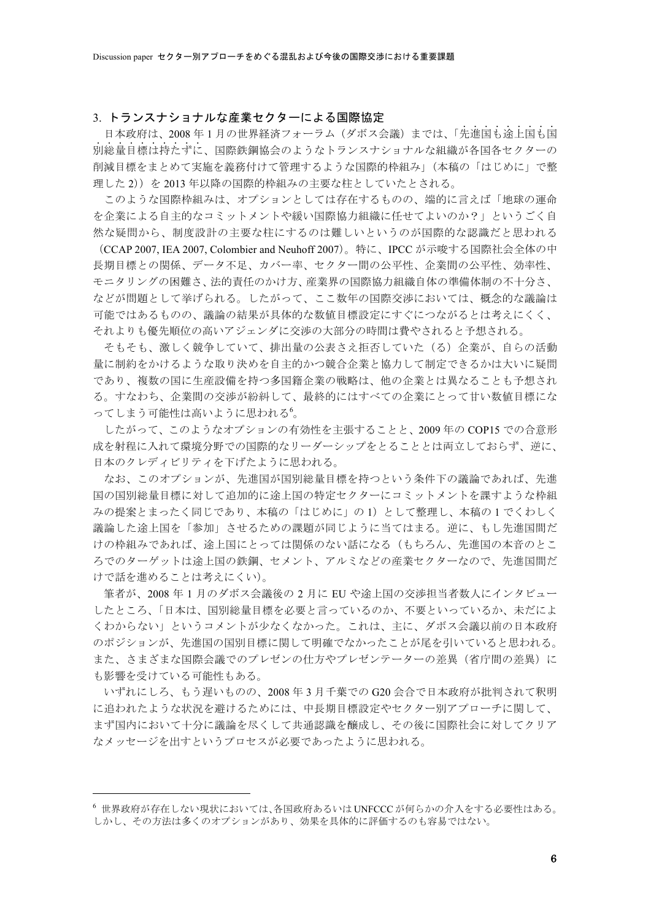## 3. トランスナショナルな産業セクターによる国際協定

日本政府は、2008 年 1 月の世界経済フォーラム（ダボス会議）までは、「先進国も途上国も国別総量目標は持たずに、国際鉄鋼協会のようなトランスナショナルな組織が各国各セクターの削減目標をまとめて実施を義務付けて管理するような国際的枠組み」（本稿の「はじめに」で整理した 2)）を 2013 年以降の国際的枠組みの主要な柱としていたとされる。

このような国際枠組みは、オプションとしては存在するものの、端的に言えば「地球の運命を企業による自主的なコミットメントや緩い国際協力組織に任せてよいのか？」というごく自然な疑問から、制度設計の主要な柱にするのは難しいというのが国際的な認識だと思われる（CCAP 2007, IEA 2007, Colombier and Neuhoff 2007）。特に、IPCC が示唆する国際社会全体の中長期目標との関係、データ不足、カバー率、セクター間の公平性、企業間の公平性、効率性、モニタリングの困難さ、法的責任のかけ方、産業界の国際協力組織自体の準備体制の不十分さ、などが問題として挙げられる。したがって、ここ数年の国際交渉においては、概念的な議論は可能ではあるものの、議論の結果が具体的な数値目標設定にすぐにつながるとは考えにくく、それよりも優先順位の高いアジェンダに交渉の大部分の時間は費やされると予想される。

そもそも、激しく競争していて、排出量の公表さえ拒否していた（る）企業が、自らの活動量に制約をかけるような取り決めを自主的かつ競合企業と協力して制定できるかは大いに疑問であり、複数の国に生産設備を持つ多国籍企業の戦略は、他の企業とは異なることも予想される。すなわち、企業間の交渉が紛糾して、最終的にはすべての企業にとって甘い数値目標になってしまう可能性は高いように思われる[6]。

したがって、このようなオプションの有効性を主張することと、2009 年の COP15 での合意形成を射程に入れて環境分野での国際的なリーダーシップをとることとは両立しておらず、逆に、日本のクレディビリティを下げたように思われる。

なお、このオプションが、先進国が国別総量目標を持つという条件下の議論であれば、先進国の国別総量目標に対して追加的に途上国の特定セクターにコミットメントを課すような枠組みの提案とまったく同じであり、本稿の「はじめに」の 1）として整理し、本稿の 1 でくわしく議論した途上国を「参加」させるための課題が同じように当てはまる。逆に、もし先進国間だけの枠組みであれば、途上国にとっては関係のない話になる（もちろん、先進国の本音のところでのターゲットは途上国の鉄鋼、セメント、アルミなどの産業セクターなので、先進国間だけで話を進めることは考えにくい）。

筆者が、2008 年 1 月のダボス会議後の 2 月に EU や途上国の交渉担当者数人にインタビューしたところ、「日本は、国別総量目標を必要と言っているのか、不要といっているか、未だによくわからない」というコメントが少なくなかった。これは、主に、ダボス会議以前の日本政府のポジションが、先進国の国別目標に関して明確でなかったことが尾を引いていると思われる。また、さまざまな国際会議でのプレゼンの仕方やプレゼンテーターの差異（省庁間の差異）にも影響を受けている可能性もある。

いずれにしろ、もう遅いものの、2008 年 3 月千葉での G20 会合で日本政府が批判されて釈明に追われたような状況を避けるためには、中長期目標設定やセクター別アプローチに関して、まず国内において十分に議論を尽くして共通認識を醸成し、その後に国際社会に対してクリアなメッセージを出すというプロセスが必要であったように思われる。

---

[6] 世界政府が存在しない現状においては、各国政府あるいは UNFCCC が何らかの介入をする必要性はある。しかし、その方法は多くのオプションがあり、効果を具体的に評価するのも容易ではない。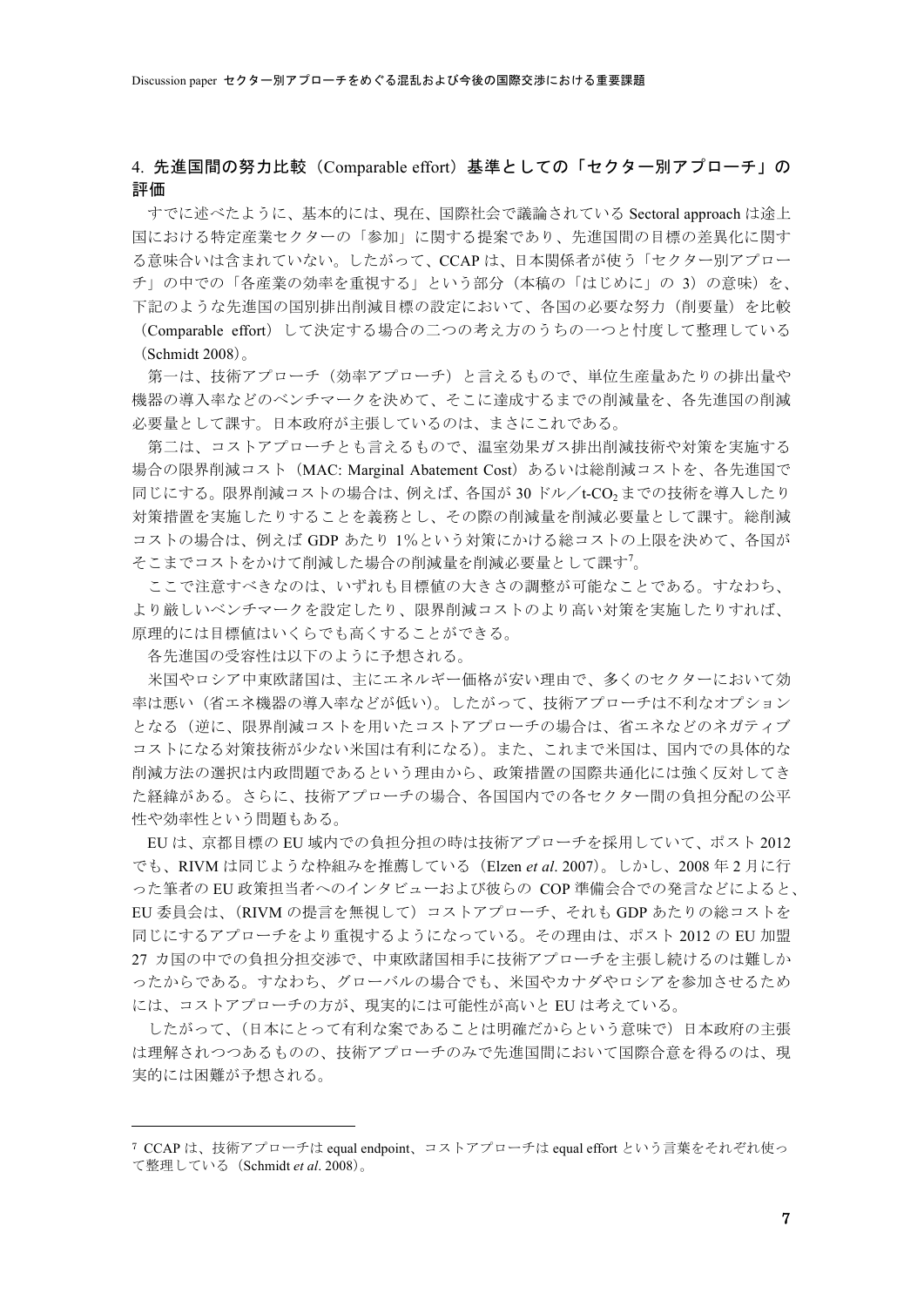## 4. 先進国間の努力比較（Comparable effort）基準としての「セクター別アプローチ」の評価

すでに述べたように、基本的には、現在、国際社会で議論されている Sectoral approach は途上国における特定産業セクターの「参加」に関する提案であり、先進国間の目標の差異化に関する意味合いは含まれていない。したがって、CCAP は、日本関係者が使う「セクター別アプローチ」の中での「各産業の効率を重視する」という部分（本稿の「はじめに」の 3）の意味）を、下記のような先進国の国別排出削減目標の設定において、各国の必要な努力（削要量）を比較（Comparable effort）して決定する場合の二つの考え方のうちの一つと忖度して整理している（Schmidt 2008）。

第一は、技術アプローチ（効率アプローチ）と言えるもので、単位生産量あたりの排出量や機器の導入率などのベンチマークを決めて、そこに達成するまでの削減量を、各先進国の削減必要量として課す。日本政府が主張しているのは、まさにこれである。

第二は、コストアプローチとも言えるもので、温室効果ガス排出削減技術や対策を実施する場合の限界削減コスト（MAC: Marginal Abatement Cost）あるいは総削減コストを、各先進国で同じにする。限界削減コストの場合は、例えば、各国が 30 ドル／t-$CO_2$ までの技術を導入したり対策措置を実施したりすることを義務とし、その際の削減量を削減必要量として課す。総削減コストの場合は、例えば GDP あたり 1%という対策にかける総コストの上限を決めて、各国がそこまでコストをかけて削減した場合の削減量を削減必要量として課す[7]。

ここで注意すべきなのは、いずれも目標値の大きさの調整が可能なことである。すなわち、より厳しいベンチマークを設定したり、限界削減コストのより高い対策を実施したりすれば、原理的には目標値はいくらでも高くすることができる。

各先進国の受容性は以下のように予想される。

米国やロシア中東欧諸国は、主にエネルギー価格が安い理由で、多くのセクターにおいて効率は悪い（省エネ機器の導入率などが低い）。したがって、技術アプローチは不利なオプションとなる（逆に、限界削減コストを用いたコストアプローチの場合は、省エネなどのネガティブコストになる対策技術が少ない米国は有利になる）。また、これまで米国は、国内での具体的な削減方法の選択は内政問題であるという理由から、政策措置の国際共通化には強く反対してきた経緯がある。さらに、技術アプローチの場合、各国国内での各セクター間の負担分配の公平性や効率性という問題もある。

EU は、京都目標の EU 域内での負担分担の時は技術アプローチを採用していて、ポスト 2012 でも、RIVM は同じような枠組みを推薦している（Elzen *et al*. 2007）。しかし、2008 年 2 月に行った筆者の EU 政策担当者へのインタビューおよび彼らの COP 準備会合での発言などによると、EU 委員会は、（RIVM の提言を無視して）コストアプローチ、それも GDP あたりの総コストを同じにするアプローチをより重視するようになっている。その理由は、ポスト 2012 の EU 加盟 27 カ国の中での負担分担交渉で、中東欧諸国相手に技術アプローチを主張し続けるのは難しかったからである。すなわち、グローバルの場合でも、米国やカナダやロシアを参加させるためには、コストアプローチの方が、現実的には可能性が高いと EU は考えている。

したがって、（日本にとって有利な案であることは明確だからという意味で）日本政府の主張は理解されつつあるものの、技術アプローチのみで先進国間において国際合意を得るのは、現実的には困難が予想される。

---

[7] CCAP は、技術アプローチは equal endpoint、コストアプローチは equal effort という言葉をそれぞれ使って整理している（Schmidt *et al*. 2008）。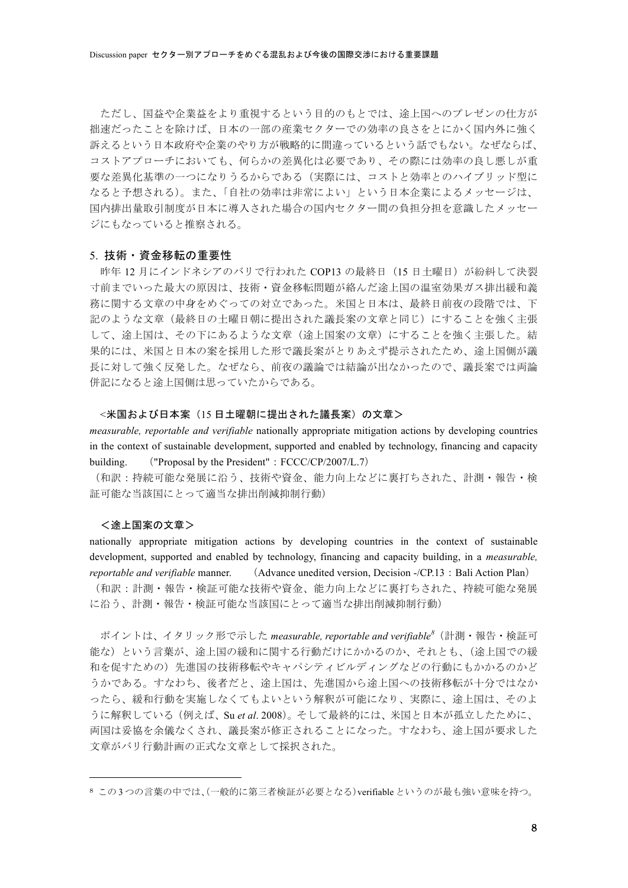ただし、国益や企業益をより重視するという目的のもとでは、途上国へのプレゼンの仕方が拙速だったことを除けば、日本の一部の産業セクターでの効率の良さをとにかく国内外に強く訴えるという日本政府や企業のやり方が戦略的に間違っているという話でもない。なぜならば、コストアプローチにおいても、何らかの差異化は必要であり、その際には効率の良し悪しが重要な差異化基準の一つになりうるからである（実際には、コストと効率とのハイブリッド型になると予想される）。また、「自社の効率は非常によい」という日本企業によるメッセージは、国内排出量取引制度が日本に導入された場合の国内セクター間の負担分担を意識したメッセージにもなっていると推察される。

## 5. 技術・資金移転の重要性

昨年 12 月にインドネシアのバリで行われた COP13 の最終日（15 日土曜日）が紛糾して決裂寸前までいった最大の原因は、技術・資金移転問題が絡んだ途上国の温室効果ガス排出緩和義務に関する文章の中身をめぐっての対立であった。米国と日本は、最終日前夜の段階では、下記のような文章（最終日の土曜日朝に提出された議長案の文章と同じ）にすることを強く主張して、途上国は、その下にあるような文章（途上国案の文章）にすることを強く主張した。結果的には、米国と日本の案を採用した形で議長案がとりあえず提示されたため、途上国側が議長に対して強く反発した。なぜなら、前夜の議論では結論が出なかったので、議長案では両論併記になると途上国側は思っていたからである。

**<米国および日本案（15 日土曜朝に提出された議長案）の文章＞**

*measurable, reportable and verifiable* nationally appropriate mitigation actions by developing countries in the context of sustainable development, supported and enabled by technology, financing and capacity building.　("Proposal by the President"：FCCC/CP/2007/L.7）

（和訳：持続可能な発展に沿う、技術や資金、能力向上などに裏打ちされた、計測・報告・検証可能な当該国にとって適当な排出削減抑制行動）

**＜途上国案の文章＞**

nationally appropriate mitigation actions by developing countries in the context of sustainable development, supported and enabled by technology, financing and capacity building, in a *measurable, reportable and verifiable* manner.　（Advance unedited version, Decision -/CP.13：Bali Action Plan）

（和訳：計測・報告・検証可能な技術や資金、能力向上などに裏打ちされた、持続可能な発展に沿う、計測・報告・検証可能な当該国にとって適当な排出削減抑制行動）

ポイントは、イタリック形で示した *measurable, reportable and verifiable*[8]（計測・報告・検証可能な）という言葉が、途上国の緩和に関する行動だけにかかるのか、それとも、（途上国での緩和を促すための）先進国の技術移転やキャパシティビルディングなどの行動にもかかるのかどうかである。すなわち、後者だと、途上国は、先進国から途上国への技術移転が十分ではなかったら、緩和行動を実施しなくてもよいという解釈が可能になり、実際に、途上国は、そのように解釈している（例えば、Su *et al*. 2008）。そして最終的には、米国と日本が孤立したために、両国は妥協を余儀なくされ、議長案が修正されることになった。すなわち、途上国が要求した文章がバリ行動計画の正式な文章として採択された。

---

[8] この3つの言葉の中では、(一般的に第三者検証が必要となる) verifiable というのが最も強い意味を持つ。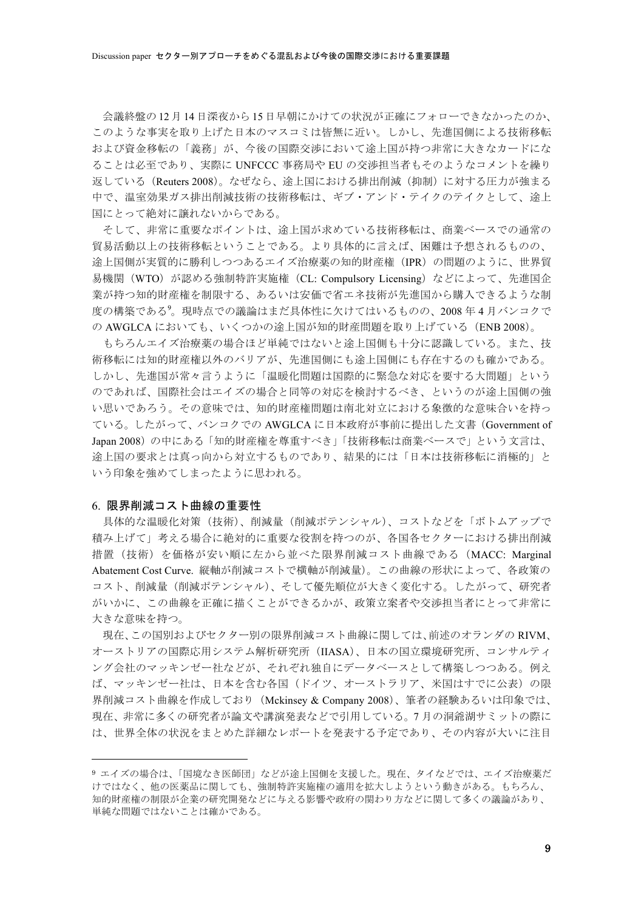会議終盤の12月14日深夜から15日早朝にかけての状況が正確にフォローできなかったのか、このような事実を取り上げた日本のマスコミは皆無に近い。しかし、先進国側による技術移転および資金移転の「義務」が、今後の国際交渉において途上国が持つ非常に大きなカードになることは必至であり、実際に UNFCCC 事務局や EU の交渉担当者もそのようなコメントを繰り返している（Reuters 2008）。なぜなら、途上国における排出削減（抑制）に対する圧力が強まる中で、温室効果ガス排出削減技術の技術移転は、ギブ・アンド・テイクのテイクとして、途上国にとって絶対に譲れないからである。

そして、非常に重要なポイントは、途上国が求めている技術移転は、商業ベースでの通常の貿易活動以上の技術移転ということである。より具体的に言えば、困難は予想されるものの、途上国側が実質的に勝利しつつあるエイズ治療薬の知的財産権（IPR）の問題のように、世界貿易機関（WTO）が認める強制特許実施権（CL: Compulsory Licensing）などによって、先進国企業が持つ知的財産権を制限する、あるいは安価で省エネ技術が先進国から購入できるような制度の構築である[9]。現時点での議論はまだ具体性に欠けてはいるものの、2008年4月バンコクでの AWGLCA においても、いくつかの途上国が知的財産問題を取り上げている（ENB 2008）。

もちろんエイズ治療薬の場合ほど単純ではないと途上国側も十分に認識している。また、技術移転には知的財産権以外のバリアが、先進国側にも途上国側にも存在するのも確かである。しかし、先進国が常々言うように「温暖化問題は国際的に緊急な対応を要する大問題」というのであれば、国際社会はエイズの場合と同等の対応を検討するべき、というのが途上国側の強い思いであろう。その意味では、知的財産権問題は南北対立における象徴的な意味合いを持っている。したがって、バンコクでの AWGLCA に日本政府が事前に提出した文書（Government of Japan 2008）の中にある「知的財産権を尊重すべき」「技術移転は商業ベースで」という文言は、途上国の要求とは真っ向から対立するものであり、結果的には「日本は技術移転に消極的」という印象を強めてしまったように思われる。

## 6. 限界削減コスト曲線の重要性

具体的な温暖化対策（技術）、削減量（削減ポテンシャル）、コストなどを「ボトムアップで積み上げて」考える場合に絶対的に重要な役割を持つのが、各国各セクターにおける排出削減措置（技術）を価格が安い順に左から並べた限界削減コスト曲線である（MACC: Marginal Abatement Cost Curve. 縦軸が削減コストで横軸が削減量）。この曲線の形状によって、各政策のコスト、削減量（削減ポテンシャル）、そして優先順位が大きく変化する。したがって、研究者がいかに、この曲線を正確に描くことができるかが、政策立案者や交渉担当者にとって非常に大きな意味を持つ。

現在、この国別およびセクター別の限界削減コスト曲線に関しては、前述のオランダの RIVM、オーストリアの国際応用システム解析研究所（IIASA）、日本の国立環境研究所、コンサルティング会社のマッキンゼー社などが、それぞれ独自にデータベースとして構築しつつある。例えば、マッキンゼー社は、日本を含む各国（ドイツ、オーストラリア、米国はすでに公表）の限界削減コスト曲線を作成しており（Mckinsey & Company 2008）、筆者の経験あるいは印象では、現在、非常に多くの研究者が論文や講演発表などで引用している。7月の洞爺湖サミットの際には、世界全体の状況をまとめた詳細なレポートを発表する予定であり、その内容が大いに注目

---

[9] エイズの場合は、「国境なき医師団」などが途上国側を支援した。現在、タイなどでは、エイズ治療薬だけではなく、他の医薬品に関しても、強制特許実施権の適用を拡大しようという動きがある。もちろん、知的財産権の制限が企業の研究開発などに与える影響や政府の関わり方などに関して多くの議論があり、単純な問題ではないことは確かである。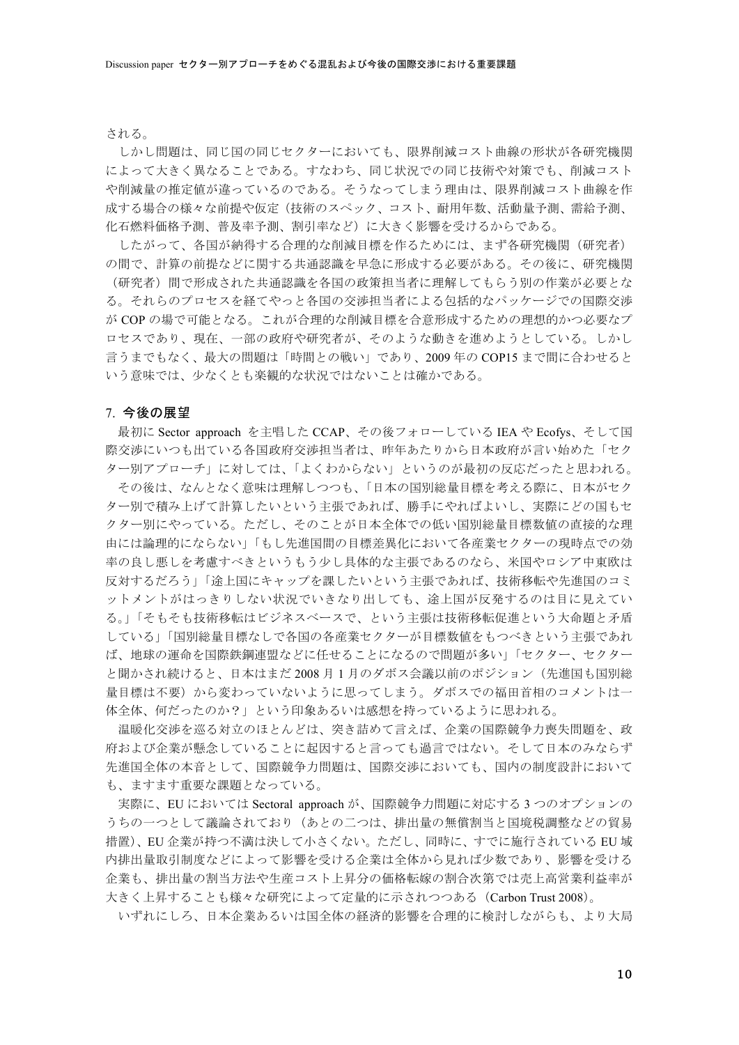される。

しかし問題は、同じ国の同じセクターにおいても、限界削減コスト曲線の形状が各研究機関によって大きく異なることである。すなわち、同じ状況での同じ技術や対策でも、削減コストや削減量の推定値が違っているのである。そうなってしまう理由は、限界削減コスト曲線を作成する場合の様々な前提や仮定（技術のスペック、コスト、耐用年数、活動量予測、需給予測、化石燃料価格予測、普及率予測、割引率など）に大きく影響を受けるからである。

したがって、各国が納得する合理的な削減目標を作るためには、まず各研究機関（研究者）の間で、計算の前提などに関する共通認識を早急に形成する必要がある。その後に、研究機関（研究者）間で形成された共通認識を各国の政策担当者に理解してもらう別の作業が必要となる。それらのプロセスを経てやっと各国の交渉担当者による包括的なパッケージでの国際交渉が COP の場で可能となる。これが合理的な削減目標を合意形成するための理想的かつ必要なプロセスであり、現在、一部の政府や研究者が、そのような動きを進めようとしている。しかし言うまでもなく、最大の問題は「時間との戦い」であり、2009 年の COP15 まで間に合わせるという意味では、少なくとも楽観的な状況ではないことは確かである。

## 7. 今後の展望

最初に Sector approach を主唱した CCAP、その後フォローしている IEA や Ecofys、そして国際交渉にいつも出ている各国政府交渉担当者は、昨年あたりから日本政府が言い始めた「セクター別アプローチ」に対しては、「よくわからない」というのが最初の反応だったと思われる。

その後は、なんとなく意味は理解しつつも、「日本の国別総量目標を考える際に、日本がセクター別で積み上げて計算したいという主張であれば、勝手にやればよいし、実際にどの国もセクター別にやっている。ただし、そのことが日本全体での低い国別総量目標数値の直接的な理由には論理的にならない」「もし先進国間の目標差異化において各産業セクターの現時点での効率の良し悪しを考慮すべきというもう少し具体的な主張であるのなら、米国やロシア中東欧は反対するだろう」「途上国にキャップを課したいという主張であれば、技術移転や先進国のコミットメントがはっきりしない状況でいきなり出しても、途上国が反発するのは目に見えている。」「そもそも技術移転はビジネスベースで、という主張は技術移転促進という大命題と矛盾している」「国別総量目標なしで各国の各産業セクターが目標数値をもつべきという主張であれば、地球の運命を国際鉄鋼連盟などに任せることになるので問題が多い」「セクター、セクターと聞かされ続けると、日本はまだ 2008 月 1 月のダボス会議以前のポジション（先進国も国別総量目標は不要）から変わっていないように思ってしまう。ダボスでの福田首相のコメントは一体全体、何だったのか？」という印象あるいは感想を持っているように思われる。

温暖化交渉を巡る対立のほとんどは、突き詰めて言えば、企業の国際競争力喪失問題を、政府および企業が懸念していることに起因すると言っても過言ではない。そして日本のみならず先進国全体の本音として、国際競争力問題は、国際交渉においても、国内の制度設計においても、ますます重要な課題となっている。

実際に、EU においては Sectoral approach が、国際競争力問題に対応する 3 つのオプションのうちの一つとして議論されており（あとの二つは、排出量の無償割当と国境税調整などの貿易措置）、EU 企業が持つ不満は決して小さくない。ただし、同時に、すでに施行されている EU 域内排出量取引制度などによって影響を受ける企業は全体から見れば少数であり、影響を受ける企業も、排出量の割当方法や生産コスト上昇分の価格転嫁の割合次第では売上高営業利益率が大きく上昇することも様々な研究によって定量的に示されつつある（Carbon Trust 2008）。

いずれにしろ、日本企業あるいは国全体の経済的影響を合理的に検討しながらも、より大局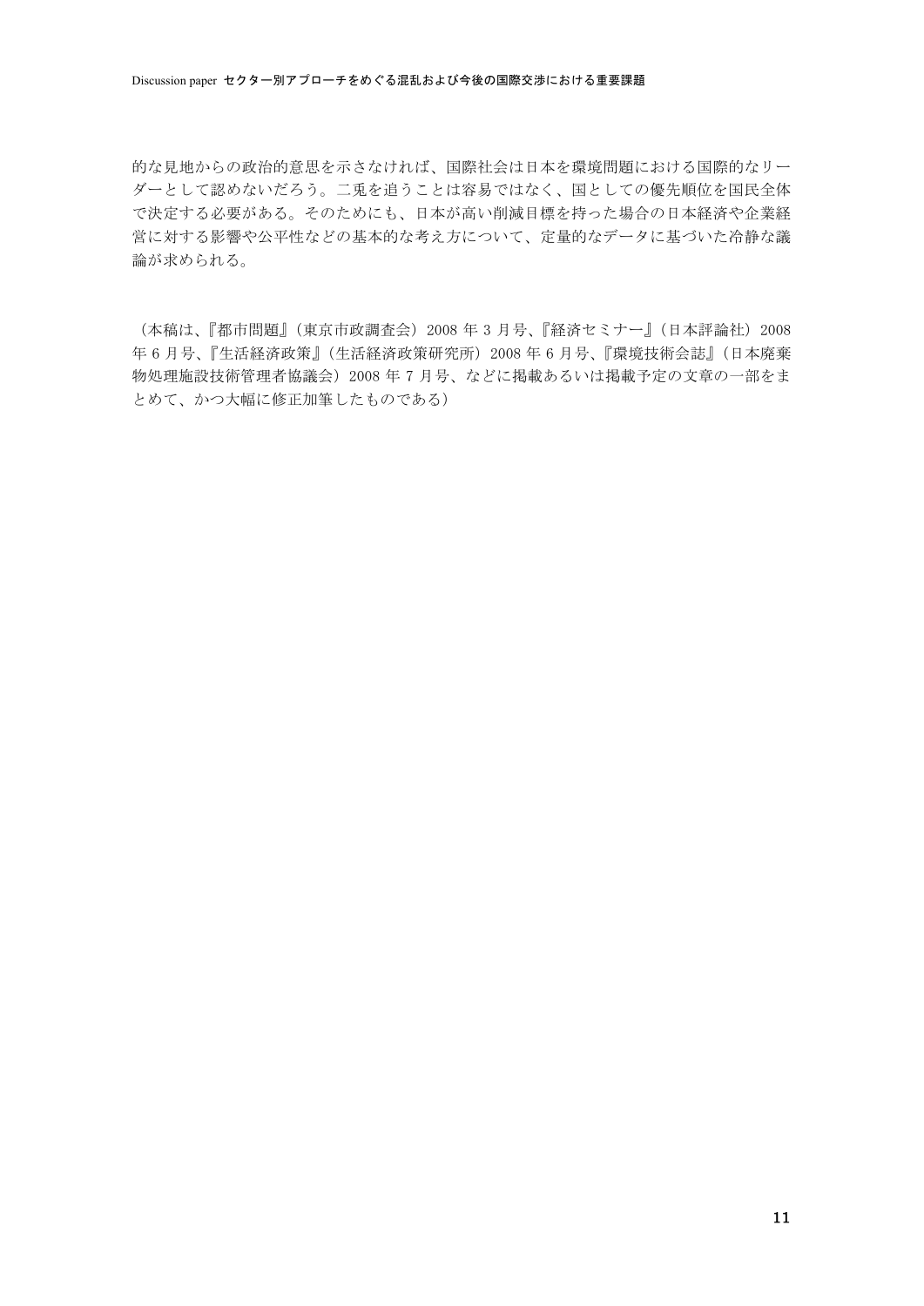的な見地からの政治的意思を示さなければ、国際社会は日本を環境問題における国際的なリーダーとして認めないだろう。二兎を追うことは容易ではなく、国としての優先順位を国民全体で決定する必要がある。そのためにも、日本が高い削減目標を持った場合の日本経済や企業経営に対する影響や公平性などの基本的な考え方について、定量的なデータに基づいた冷静な議論が求められる。

（本稿は、『都市問題』（東京市政調査会）2008 年 3 月号、『経済セミナー』（日本評論社）2008 年 6 月号、『生活経済政策』（生活経済政策研究所）2008 年 6 月号、『環境技術会誌』（日本廃棄物処理施設技術管理者協議会）2008 年 7 月号、などに掲載あるいは掲載予定の文章の一部をまとめて、かつ大幅に修正加筆したものである）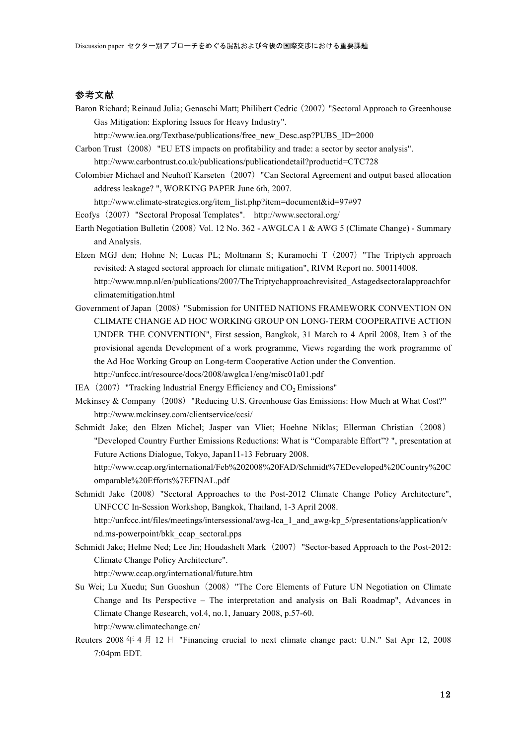## 参考文献

Baron Richard; Reinaud Julia; Genaschi Matt; Philibert Cedric（2007）"Sectoral Approach to Greenhouse Gas Mitigation: Exploring Issues for Heavy Industry". http://www.iea.org/Textbase/publications/free_new_Desc.asp?PUBS_ID=2000

Carbon Trust（2008）"EU ETS impacts on profitability and trade: a sector by sector analysis". http://www.carbontrust.co.uk/publications/publicationdetail?productid=CTC728

Colombier Michael and Neuhoff Karseten（2007）"Can Sectoral Agreement and output based allocation address leakage? ", WORKING PAPER June 6th, 2007. http://www.climate-strategies.org/item_list.php?item=document&id=97#97

Ecofys（2007）"Sectoral Proposal Templates". http://www.sectoral.org/

Earth Negotiation Bulletin（2008）Vol. 12 No. 362 - AWGLCA 1 & AWG 5 (Climate Change) - Summary and Analysis.

Elzen MGJ den; Hohne N; Lucas PL; Moltmann S; Kuramochi T（2007）"The Triptych approach revisited: A staged sectoral approach for climate mitigation", RIVM Report no. 500114008. http://www.mnp.nl/en/publications/2007/TheTriptychapproachrevisited_Astagedsectoralapproachforclimatemitigation.html

Government of Japan（2008）"Submission for UNITED NATIONS FRAMEWORK CONVENTION ON CLIMATE CHANGE AD HOC WORKING GROUP ON LONG-TERM COOPERATIVE ACTION UNDER THE CONVENTION", First session, Bangkok, 31 March to 4 April 2008, Item 3 of the provisional agenda Development of a work programme, Views regarding the work programme of the Ad Hoc Working Group on Long-term Cooperative Action under the Convention. http://unfccc.int/resource/docs/2008/awglca1/eng/misc01a01.pdf

IEA（2007）"Tracking Industrial Energy Efficiency and $CO_2$ Emissions"

Mckinsey & Company（2008）"Reducing U.S. Greenhouse Gas Emissions: How Much at What Cost?" http://www.mckinsey.com/clientservice/ccsi/

Schmidt Jake; den Elzen Michel; Jasper van Vliet; Hoehne Niklas; Ellerman Christian（2008）"Developed Country Further Emissions Reductions: What is “Comparable Effort”? ", presentation at Future Actions Dialogue, Tokyo, Japan11-13 February 2008. http://www.ccap.org/international/Feb%202008%20FAD/Schmidt%7EDeveloped%20Country%20Comparable%20Efforts%7EFINAL.pdf

Schmidt Jake（2008）"Sectoral Approaches to the Post-2012 Climate Change Policy Architecture", UNFCCC In-Session Workshop, Bangkok, Thailand, 1-3 April 2008. http://unfccc.int/files/meetings/intersessional/awg-lca_1_and_awg-kp_5/presentations/application/vnd.ms-powerpoint/bkk_ccap_sectoral.pps

Schmidt Jake; Helme Ned; Lee Jin; Houdashelt Mark（2007）"Sector-based Approach to the Post-2012: Climate Change Policy Architecture". http://www.ccap.org/international/future.htm

Su Wei; Lu Xuedu; Sun Guoshun（2008）"The Core Elements of Future UN Negotiation on Climate Change and Its Perspective – The interpretation and analysis on Bali Roadmap", Advances in Climate Change Research, vol.4, no.1, January 2008, p.57-60. http://www.climatechange.cn/

Reuters 2008 年 4 月 12 日 "Financing crucial to next climate change pact: U.N." Sat Apr 12, 2008 7:04pm EDT.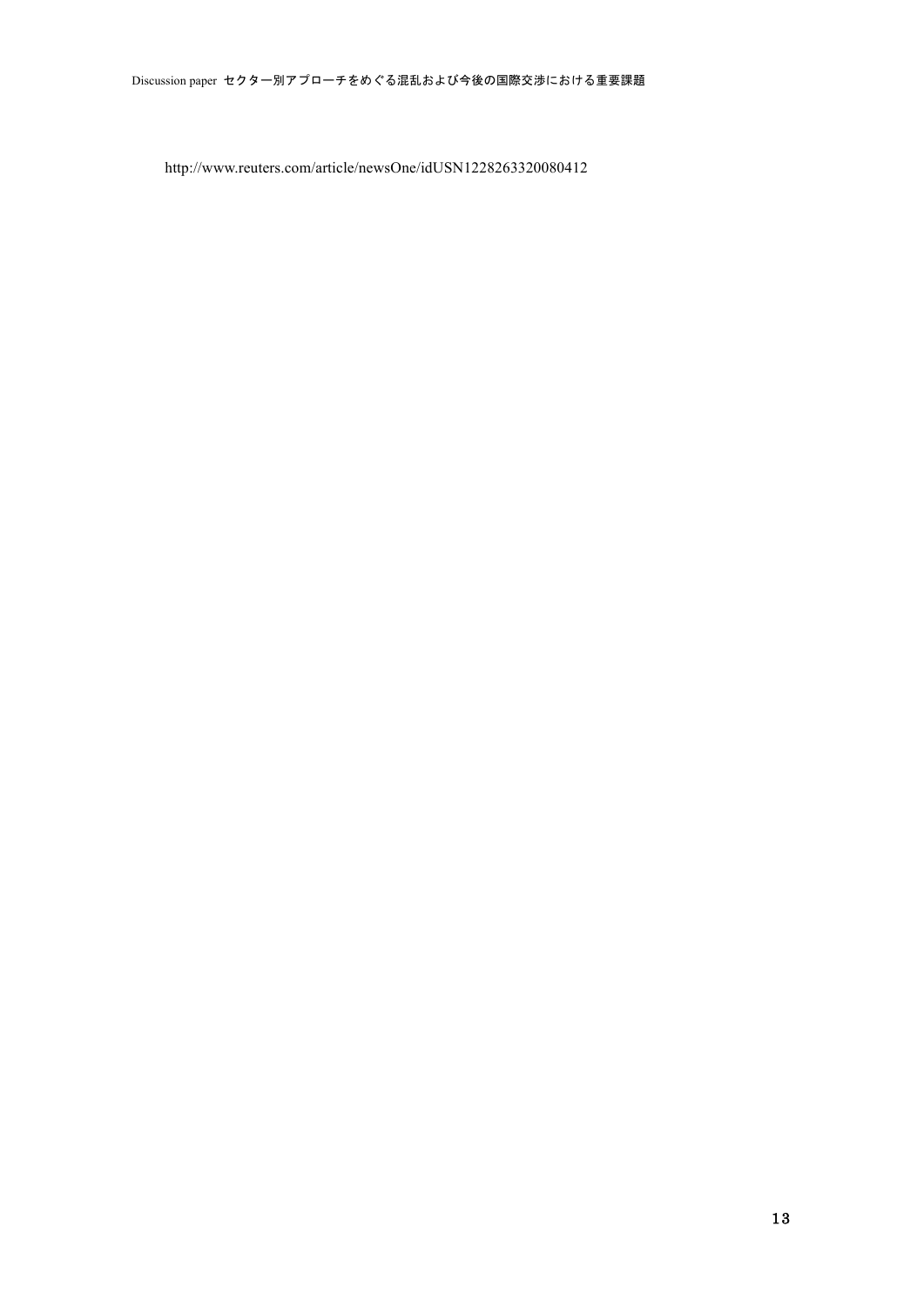http://www.reuters.com/article/newsOne/idUSN1228263320080412